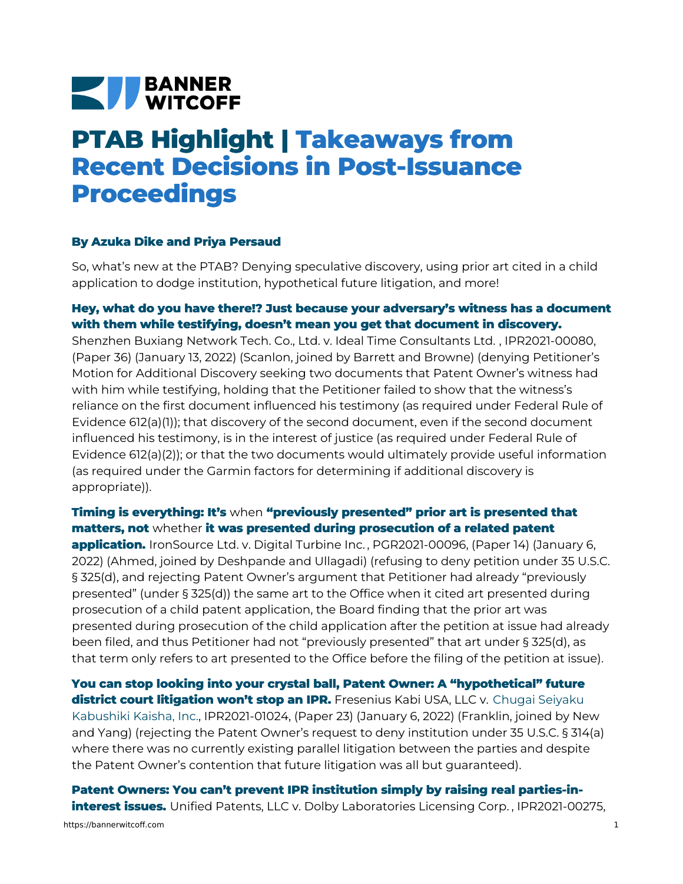BANNER WITCOFF

# PTAB Highlight | Takeaways from Recent Decisions in Post-Issuance Proceedings

**By Azuka Dike and Priya Persaud**

So, what's new at the PTAB? Denying speculative discovery, using prior art cited in a child application to dodge institution, hypothetical future litigation, and more!

**Hey, what do you have there!? Just because your adversary's witness has a document with them while testifying, doesn't mean you get that document in discovery.** Shenzhen Buxiang Network Tech. Co., Ltd. v. Ideal Time Consultants Ltd. , IPR2021-00080, (Paper 36) (January 13, 2022) (Scanlon, joined by Barrett and Browne) (denying Petitioner's Motion for Additional Discovery seeking two documents that Patent Owner's witness had with him while testifying, holding that the Petitioner failed to show that the witness's reliance on the first document influenced his testimony (as required under Federal Rule of Evidence 612(a)(1)); that discovery of the second document, even if the second document influenced his testimony, is in the interest of justice (as required under Federal Rule of Evidence 612(a)(2)); or that the two documents would ultimately provide useful information (as required under the Garmin factors for determining if additional discovery is appropriate)).

**Timing is everything: It's** when **"previously presented" prior art is presented that matters, not** whether **it was presented during prosecution of a related patent application.** IronSource Ltd. v. Digital Turbine Inc. , PGR2021-00096, (Paper 14) (January 6, 2022) (Ahmed, joined by Deshpande and Ullagadi) (refusing to deny petition under 35 U.S.C. § 325(d), and rejecting Patent Owner's argument that Petitioner had already "previously presented" (under § 325(d)) the same art to the Office when it cited art presented during prosecution of a child patent application, the Board finding that the prior art was presented during prosecution of the child application after the petition at issue had already been filed, and thus Petitioner had not "previously presented" that art under § 325(d), as that term only refers to art presented to the Office before the filing of the petition at issue).

**You can stop looking into your crystal ball, Patent Owner: A "hypothetical" future district court litigation won't stop an IPR.** Fresenius Kabi USA, LLC v. Chugai Seiyaku Kabushiki Kaisha, Inc., IPR2021-01024, (Paper 23) (January 6, 2022) (Franklin, joined by New and Yang) (rejecting the Patent Owner's request to deny institution under 35 U.S.C. § 314(a) where there was no currently existing parallel litigation between the parties and despite the Patent Owner's contention that future litigation was all but guaranteed).

**Patent Owners: You can't prevent IPR institution simply by raising real parties-in-interest issues.** Unified Patents, LLC v. Dolby Laboratories Licensing Corp. , IPR2021-00275,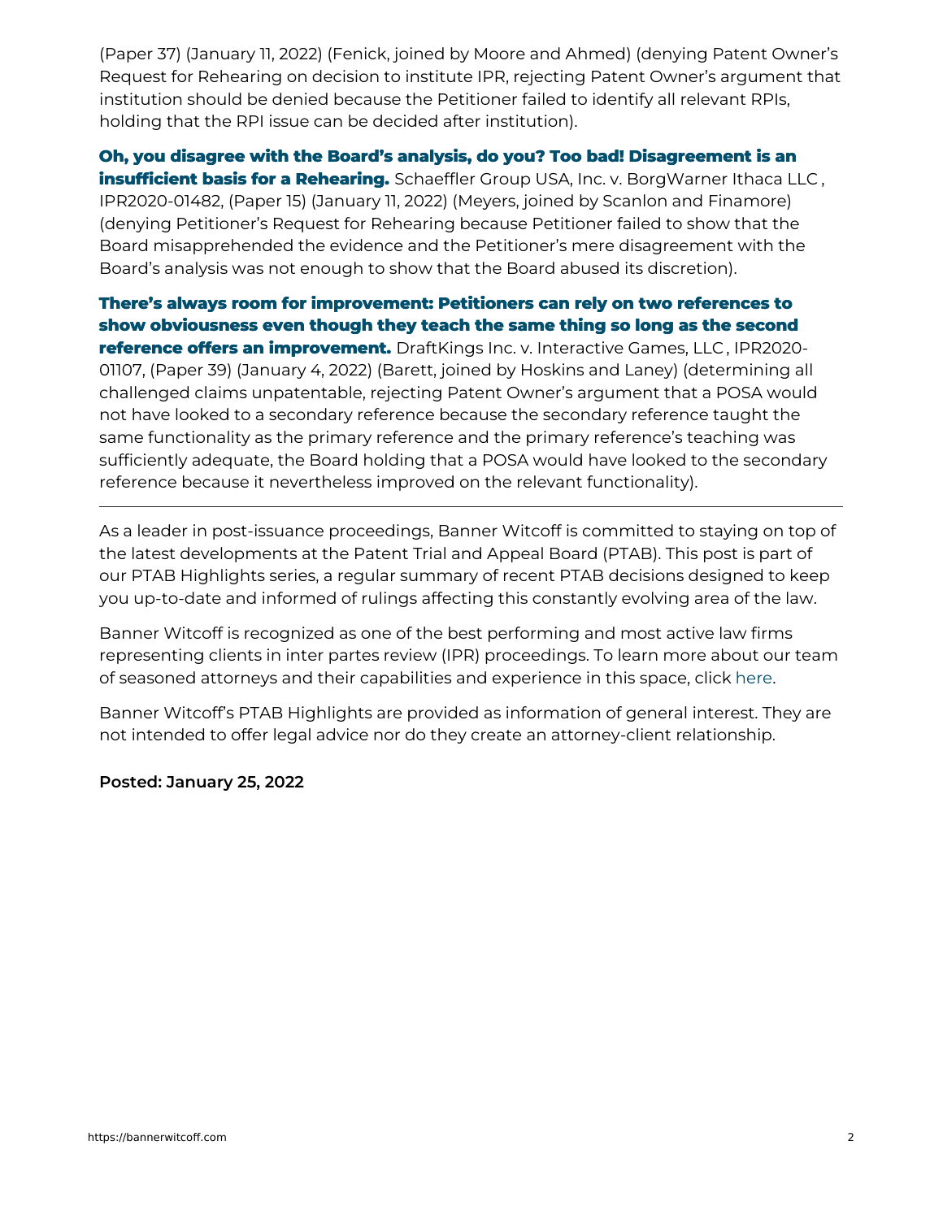(Paper 37) (January 11, 2022) (Fenick, joined by Moore and Ahmed) (denying Patent Owner's Request for Rehearing on decision to institute IPR, rejecting Patent Owner's argument that institution should be denied because the Petitioner failed to identify all relevant RPIs, holding that the RPI issue can be decided after institution).

**Oh, you disagree with the Board's analysis, do you? Too bad! Disagreement is an insufficient basis for a Rehearing.** Schaeffler Group USA, Inc. v. BorgWarner Ithaca LLC , IPR2020-01482, (Paper 15) (January 11, 2022) (Meyers, joined by Scanlon and Finamore) (denying Petitioner's Request for Rehearing because Petitioner failed to show that the Board misapprehended the evidence and the Petitioner's mere disagreement with the Board's analysis was not enough to show that the Board abused its discretion).

**There's always room for improvement: Petitioners can rely on two references to show obviousness even though they teach the same thing so long as the second reference offers an improvement.** DraftKings Inc. v. Interactive Games, LLC , IPR2020-01107, (Paper 39) (January 4, 2022) (Barett, joined by Hoskins and Laney) (determining all challenged claims unpatentable, rejecting Patent Owner's argument that a POSA would not have looked to a secondary reference because the secondary reference taught the same functionality as the primary reference and the primary reference's teaching was sufficiently adequate, the Board holding that a POSA would have looked to the secondary reference because it nevertheless improved on the relevant functionality).

---

As a leader in post-issuance proceedings, Banner Witcoff is committed to staying on top of the latest developments at the Patent Trial and Appeal Board (PTAB). This post is part of our PTAB Highlights series, a regular summary of recent PTAB decisions designed to keep you up-to-date and informed of rulings affecting this constantly evolving area of the law.

Banner Witcoff is recognized as one of the best performing and most active law firms representing clients in inter partes review (IPR) proceedings. To learn more about our team of seasoned attorneys and their capabilities and experience in this space, click here.

Banner Witcoff's PTAB Highlights are provided as information of general interest. They are not intended to offer legal advice nor do they create an attorney-client relationship.

**Posted: January 25, 2022**